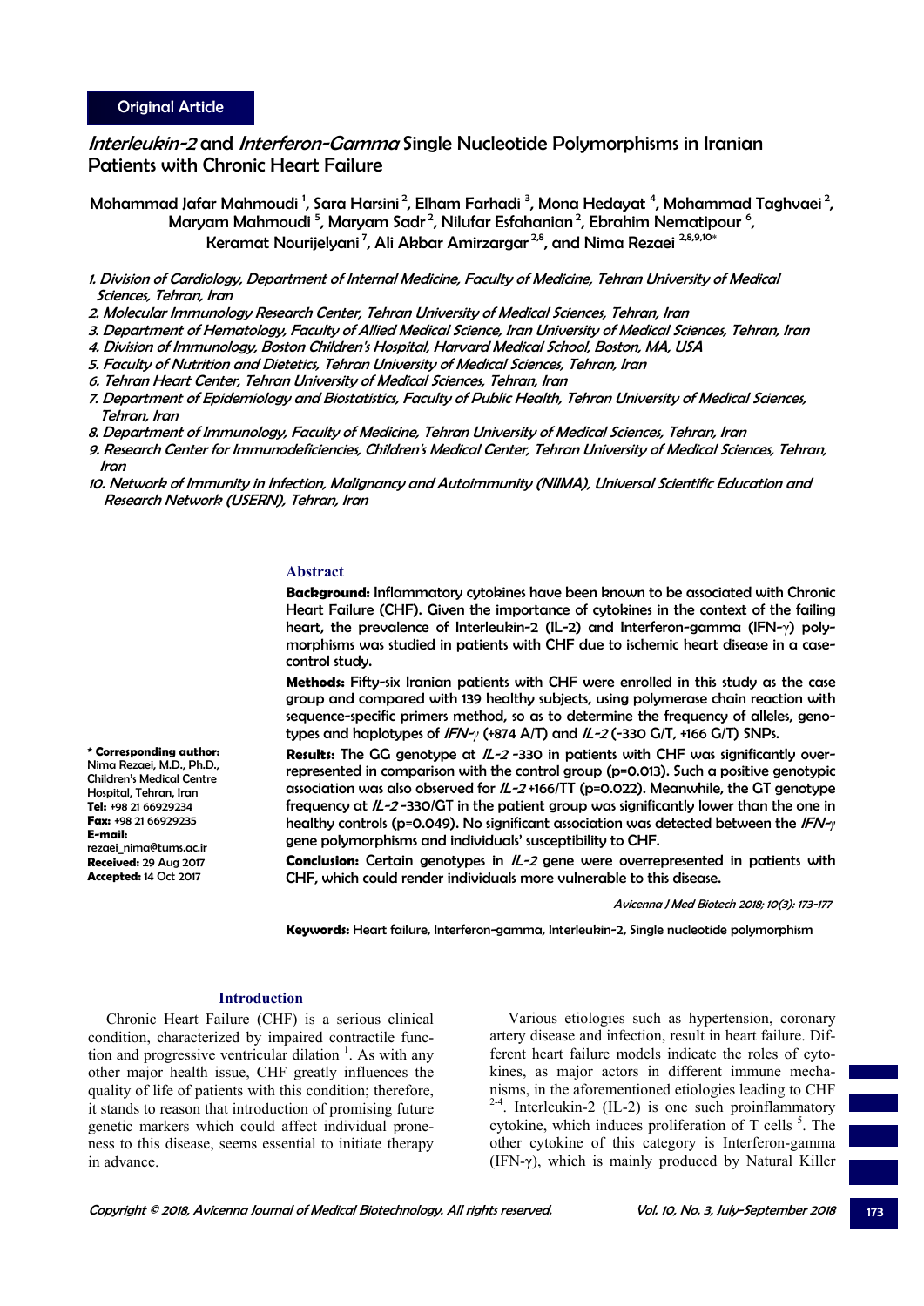Original Article

# *Interleukin-2* and *Interferon-Gamma* Single Nucleotide Polymorphisms in Iranian Patients with Chronic Heart Failure

Mohammad Jafar Mahmoudi [1], Sara Harsini [2], Elham Farhadi [3], Mona Hedayat [4], Mohammad Taghvaei [2], Maryam Mahmoudi [5], Maryam Sadr [2], Nilufar Esfahanian [2], Ebrahim Nematipour [6], Keramat Nourijelyani [7], Ali Akbar Amirzargar [2,8], and Nima Rezaei [2,8,9,10*]

1. *Division of Cardiology, Department of Internal Medicine, Faculty of Medicine, Tehran University of Medical Sciences, Tehran, Iran*
2. *Molecular Immunology Research Center, Tehran University of Medical Sciences, Tehran, Iran*
3. *Department of Hematology, Faculty of Allied Medical Science, Iran University of Medical Sciences, Tehran, Iran*
4. *Division of Immunology, Boston Children's Hospital, Harvard Medical School, Boston, MA, USA*
5. *Faculty of Nutrition and Dietetics, Tehran University of Medical Sciences, Tehran, Iran*
6. *Tehran Heart Center, Tehran University of Medical Sciences, Tehran, Iran*
7. *Department of Epidemiology and Biostatistics, Faculty of Public Health, Tehran University of Medical Sciences, Tehran, Iran*
8. *Department of Immunology, Faculty of Medicine, Tehran University of Medical Sciences, Tehran, Iran*
9. *Research Center for Immunodeficiencies, Children's Medical Center, Tehran University of Medical Sciences, Tehran, Iran*
10. *Network of Immunity in Infection, Malignancy and Autoimmunity (NIIMA), Universal Scientific Education and Research Network (USERN), Tehran, Iran*

**\* Corresponding author:** Nima Rezaei, M.D., Ph.D., Children's Medical Centre Hospital, Tehran, Iran
**Tel:** +98 21 66929234
**Fax:** +98 21 66929235
**E-mail:** rezaei_nima@tums.ac.ir
**Received:** 29 Aug 2017
**Accepted:** 14 Oct 2017

## Abstract

**Background:** Inflammatory cytokines have been known to be associated with Chronic Heart Failure (CHF). Given the importance of cytokines in the context of the failing heart, the prevalence of Interleukin-2 (IL-2) and Interferon-gamma (IFN-γ) polymorphisms was studied in patients with CHF due to ischemic heart disease in a case-control study.

**Methods:** Fifty-six Iranian patients with CHF were enrolled in this study as the case group and compared with 139 healthy subjects, using polymerase chain reaction with sequence-specific primers method, so as to determine the frequency of alleles, genotypes and haplotypes of *IFN-γ* (+874 A/T) and *IL-2* (-330 G/T, +166 G/T) SNPs.

**Results:** The GG genotype at *IL-2* -330 in patients with CHF was significantly overrepresented in comparison with the control group (p=0.013). Such a positive genotypic association was also observed for *IL-2* +166/TT (p=0.022). Meanwhile, the GT genotype frequency at *IL-2* -330/GT in the patient group was significantly lower than the one in healthy controls (p=0.049). No significant association was detected between the *IFN-γ* gene polymorphisms and individuals' susceptibility to CHF.

**Conclusion:** Certain genotypes in *IL-2* gene were overrepresented in patients with CHF, which could render individuals more vulnerable to this disease.

*Avicenna J Med Biotech 2018; 10(3): 173-177*

**Keywords:** Heart failure, Interferon-gamma, Interleukin-2, Single nucleotide polymorphism

## Introduction

Chronic Heart Failure (CHF) is a serious clinical condition, characterized by impaired contractile function and progressive ventricular dilation [1]. As with any other major health issue, CHF greatly influences the quality of life of patients with this condition; therefore, it stands to reason that introduction of promising future genetic markers which could affect individual proneness to this disease, seems essential to initiate therapy in advance.

Various etiologies such as hypertension, coronary artery disease and infection, result in heart failure. Different heart failure models indicate the roles of cytokines, as major actors in different immune mechanisms, in the aforementioned etiologies leading to CHF [2-4]. Interleukin-2 (IL-2) is one such proinflammatory cytokine, which induces proliferation of T cells [5]. The other cytokine of this category is Interferon-gamma (IFN-γ), which is mainly produced by Natural Killer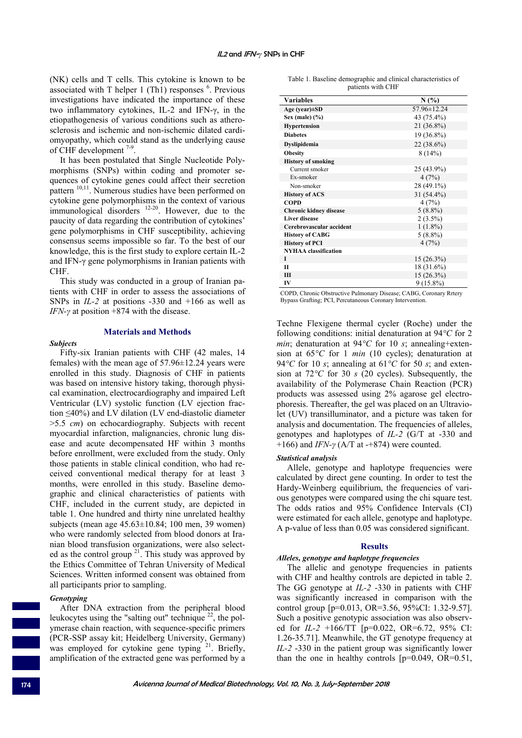(NK) cells and T cells. This cytokine is known to be associated with T helper 1 (Th1) responses [6]. Previous investigations have indicated the importance of these two inflammatory cytokines, IL-2 and IFN-γ, in the etiopathogenesis of various conditions such as atherosclerosis and ischemic and non-ischemic dilated cardiomyopathy, which could stand as the underlying cause of CHF development [7-9].

It has been postulated that Single Nucleotide Polymorphisms (SNPs) within coding and promoter sequences of cytokine genes could affect their secretion pattern [10,11]. Numerous studies have been performed on cytokine gene polymorphisms in the context of various immunological disorders [12-20]. However, due to the paucity of data regarding the contribution of cytokines' gene polymorphisms in CHF susceptibility, achieving consensus seems impossible so far. To the best of our knowledge, this is the first study to explore certain IL-2 and IFN-γ gene polymorphisms in Iranian patients with CHF.

This study was conducted in a group of Iranian patients with CHF in order to assess the associations of SNPs in *IL-2* at positions -330 and +166 as well as *IFN-γ* at position +874 with the disease.

## Materials and Methods

### *Subjects*

Fifty-six Iranian patients with CHF (42 males, 14 females) with the mean age of 57.96±12.24 years were enrolled in this study. Diagnosis of CHF in patients was based on intensive history taking, thorough physical examination, electrocardiography and impaired Left Ventricular (LV) systolic function (LV ejection fraction ≤40%) and LV dilation (LV end-diastolic diameter >5.5 *cm*) on echocardiography. Subjects with recent myocardial infarction, malignancies, chronic lung disease and acute decompensated HF within 3 months before enrollment, were excluded from the study. Only those patients in stable clinical condition, who had received conventional medical therapy for at least 3 months, were enrolled in this study. Baseline demographic and clinical characteristics of patients with CHF, included in the current study, are depicted in table 1. One hundred and thirty nine unrelated healthy subjects (mean age 45.63±10.84; 100 men, 39 women) who were randomly selected from blood donors at Iranian blood transfusion organizations, were also selected as the control group [21]. This study was approved by the Ethics Committee of Tehran University of Medical Sciences. Written informed consent was obtained from all participants prior to sampling.

### *Genotyping*

After DNA extraction from the peripheral blood leukocytes using the "salting out" technique [22], the polymerase chain reaction, with sequence-specific primers (PCR-SSP assay kit; Heidelberg University, Germany) was employed for cytokine gene typing [21]. Briefly, amplification of the extracted gene was performed by a Techne Flexigene thermal cycler (Roche) under the following conditions: initial denaturation at 94*°C* for 2 *min*; denaturation at 94*°C* for 10 *s*; annealing+extension at 65*°C* for 1 *min* (10 cycles); denaturation at 94*°C* for 10 *s*; annealing at 61*°C* for 50 *s*; and extension at 72*°C* for 30 *s* (20 cycles). Subsequently, the availability of the Polymerase Chain Reaction (PCR) products was assessed using 2% agarose gel electrophoresis. Thereafter, the gel was placed on an Ultraviolet (UV) transilluminator, and a picture was taken for analysis and documentation. The frequencies of alleles, genotypes and haplotypes of *IL-2* (G/T at -330 and +166) and *IFN-γ* (A/T at -+874) were counted.

Table 1. Baseline demographic and clinical characteristics of patients with CHF

| Variables | N (%) |
|---|---|
| **Age (year)±SD** | 57.96±12.24 |
| **Sex (male) (%)** | 43 (75.4%) |
| **Hypertension** | 21 (36.8%) |
| **Diabetes** | 19 (36.8%) |
| **Dyslipidemia** | 22 (38.6%) |
| **Obesity** | 8 (14%) |
| **History of smoking** | |
| Current smoker | 25 (43.9%) |
| Ex-smoker | 4 (7%) |
| Non-smoker | 28 (49.1%) |
| **History of ACS** | 31 (54.4%) |
| **COPD** | 4 (7%) |
| **Chronic kidney disease** | 5 (8.8%) |
| **Liver disease** | 2 (3.5%) |
| **Cerebrovascular accident** | 1 (1.8%) |
| **History of CABG** | 5 (8.8%) |
| **History of PCI** | 4 (7%) |
| **NYHAA classification** | |
| **I** | 15 (26.3%) |
| **II** | 18 (31.6%) |
| **III** | 15 (26.3%) |
| **IV** | 9 (15.8%) |

COPD, Chronic Obstructive Pulmonary Disease; CABG, Coronary Rrtery Bypass Grafting; PCI, Percutaneous Coronary Intervention.

### *Statistical analysis*

Allele, genotype and haplotype frequencies were calculated by direct gene counting. In order to test the Hardy-Weinberg equilibrium, the frequencies of various genotypes were compared using the chi square test. The odds ratios and 95% Confidence Intervals (CI) were estimated for each allele, genotype and haplotype. A p-value of less than 0.05 was considered significant.

## Results

### *Alleles, genotype and haplotype frequencies*

The allelic and genotype frequencies in patients with CHF and healthy controls are depicted in table 2. The GG genotype at *IL-2* -330 in patients with CHF was significantly increased in comparison with the control group [p=0.013, OR=3.56, 95%CI: 1.32-9.57]. Such a positive genotypic association was also observed for *IL-2* +166/TT [p=0.022, OR=6.72, 95% CI: 1.26-35.71]. Meanwhile, the GT genotype frequency at *IL-2* -330 in the patient group was significantly lower than the one in healthy controls [p=0.049, OR=0.51,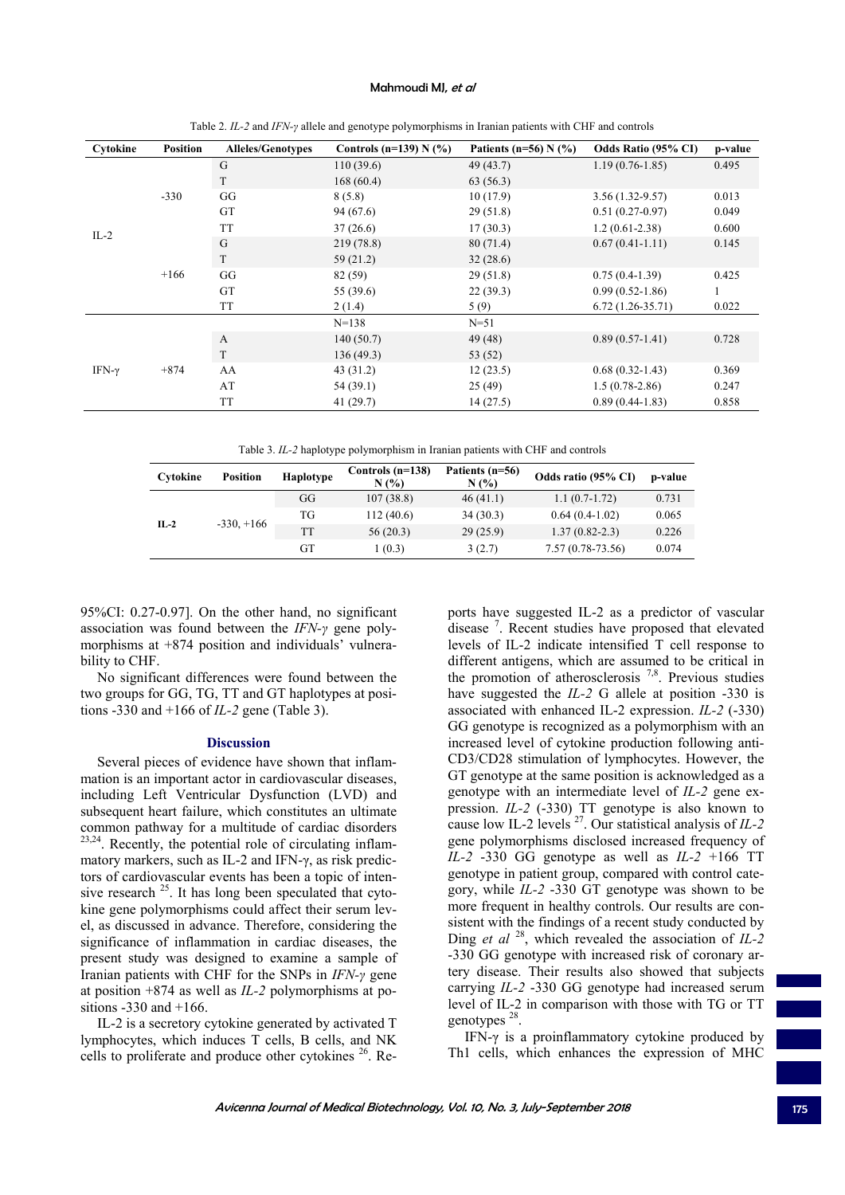Table 2. *IL-2* and *IFN-γ* allele and genotype polymorphisms in Iranian patients with CHF and controls

| Cytokine | Position | Alleles/Genotypes | Controls (n=139) N (%) | Patients (n=56) N (%) | Odds Ratio (95% CI) | p-value |
|---|---|---|---|---|---|---|
| IL-2 | -330 | G | 110 (39.6) | 49 (43.7) | 1.19 (0.76-1.85) | 0.495 |
| | | T | 168 (60.4) | 63 (56.3) | | |
| | | GG | 8 (5.8) | 10 (17.9) | 3.56 (1.32-9.57) | 0.013 |
| | | GT | 94 (67.6) | 29 (51.8) | 0.51 (0.27-0.97) | 0.049 |
| | | TT | 37 (26.6) | 17 (30.3) | 1.2 (0.61-2.38) | 0.600 |
| | +166 | G | 219 (78.8) | 80 (71.4) | 0.67 (0.41-1.11) | 0.145 |
| | | T | 59 (21.2) | 32 (28.6) | | |
| | | GG | 82 (59) | 29 (51.8) | 0.75 (0.4-1.39) | 0.425 |
| | | GT | 55 (39.6) | 22 (39.3) | 0.99 (0.52-1.86) | 1 |
| | | TT | 2 (1.4) | 5 (9) | 6.72 (1.26-35.71) | 0.022 |
| IFN-γ | +874 | | N=138 | N=51 | | |
| | | A | 140 (50.7) | 49 (48) | 0.89 (0.57-1.41) | 0.728 |
| | | T | 136 (49.3) | 53 (52) | | |
| | | AA | 43 (31.2) | 12 (23.5) | 0.68 (0.32-1.43) | 0.369 |
| | | AT | 54 (39.1) | 25 (49) | 1.5 (0.78-2.86) | 0.247 |
| | | TT | 41 (29.7) | 14 (27.5) | 0.89 (0.44-1.83) | 0.858 |

Table 3. *IL-2* haplotype polymorphism in Iranian patients with CHF and controls

| Cytokine | Position | Haplotype | Controls (n=138) N (%) | Patients (n=56) N (%) | Odds ratio (95% CI) | p-value |
|---|---|---|---|---|---|---|
| **IL-2** | -330, +166 | GG | 107 (38.8) | 46 (41.1) | 1.1 (0.7-1.72) | 0.731 |
| | | TG | 112 (40.6) | 34 (30.3) | 0.64 (0.4-1.02) | 0.065 |
| | | TT | 56 (20.3) | 29 (25.9) | 1.37 (0.82-2.3) | 0.226 |
| | | GT | 1 (0.3) | 3 (2.7) | 7.57 (0.78-73.56) | 0.074 |

95%CI: 0.27-0.97]. On the other hand, no significant association was found between the *IFN-γ* gene polymorphisms at +874 position and individuals' vulnerability to CHF.

No significant differences were found between the two groups for GG, TG, TT and GT haplotypes at positions -330 and +166 of *IL-2* gene (Table 3).

## Discussion

Several pieces of evidence have shown that inflammation is an important actor in cardiovascular diseases, including Left Ventricular Dysfunction (LVD) and subsequent heart failure, which constitutes an ultimate common pathway for a multitude of cardiac disorders [23,24]. Recently, the potential role of circulating inflammatory markers, such as IL-2 and IFN-γ, as risk predictors of cardiovascular events has been a topic of intensive research [25]. It has long been speculated that cytokine gene polymorphisms could affect their serum level, as discussed in advance. Therefore, considering the significance of inflammation in cardiac diseases, the present study was designed to examine a sample of Iranian patients with CHF for the SNPs in *IFN-γ* gene at position +874 as well as *IL-2* polymorphisms at positions -330 and +166.

IL-2 is a secretory cytokine generated by activated T lymphocytes, which induces T cells, B cells, and NK cells to proliferate and produce other cytokines [26]. Reports have suggested IL-2 as a predictor of vascular disease [7]. Recent studies have proposed that elevated levels of IL-2 indicate intensified T cell response to different antigens, which are assumed to be critical in the promotion of atherosclerosis [7,8]. Previous studies have suggested the *IL-2* G allele at position -330 is associated with enhanced IL-2 expression. *IL-2* (-330) GG genotype is recognized as a polymorphism with an increased level of cytokine production following anti-CD3/CD28 stimulation of lymphocytes. However, the GT genotype at the same position is acknowledged as a genotype with an intermediate level of *IL-2* gene expression. *IL-2* (-330) TT genotype is also known to cause low IL-2 levels [27]. Our statistical analysis of *IL-2* gene polymorphisms disclosed increased frequency of *IL-2* -330 GG genotype as well as *IL-2* +166 TT genotype in patient group, compared with control category, while *IL-2* -330 GT genotype was shown to be more frequent in healthy controls. Our results are consistent with the findings of a recent study conducted by Ding *et al* [28], which revealed the association of *IL-2* -330 GG genotype with increased risk of coronary artery disease. Their results also showed that subjects carrying *IL-2* -330 GG genotype had increased serum level of IL-2 in comparison with those with TG or TT genotypes [28].

IFN-γ is a proinflammatory cytokine produced by Th1 cells, which enhances the expression of MHC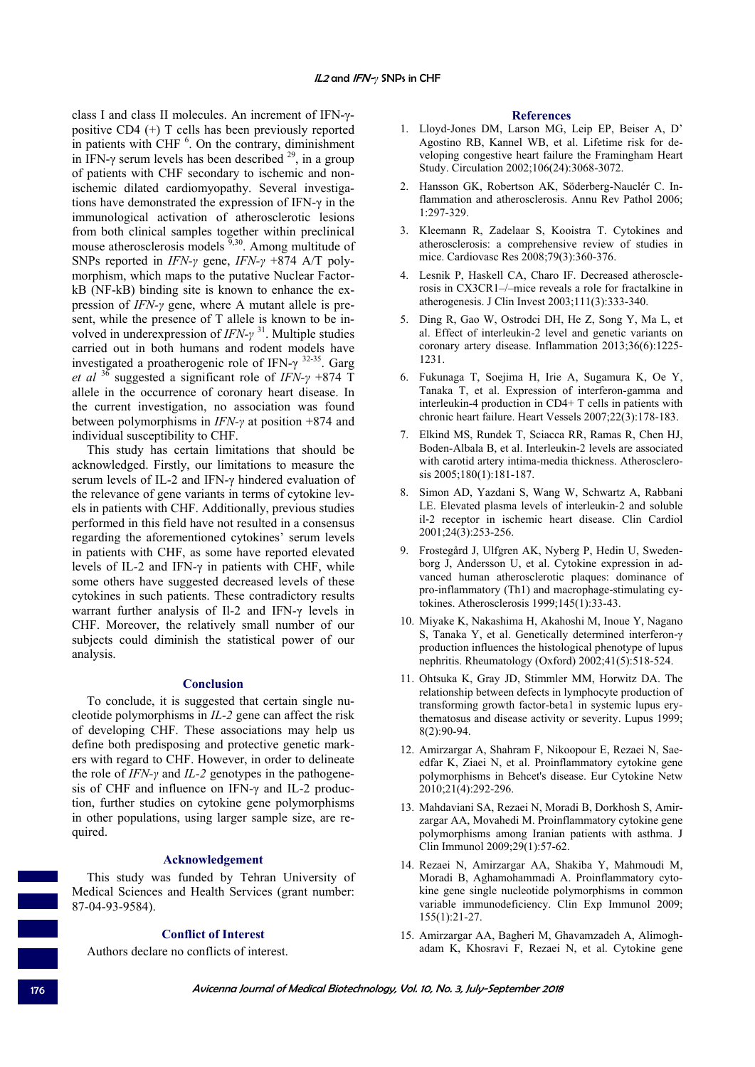class I and class II molecules. An increment of IFN-γ-positive CD4 (+) T cells has been previously reported in patients with CHF [6]. On the contrary, diminishment in IFN-γ serum levels has been described [29], in a group of patients with CHF secondary to ischemic and non-ischemic dilated cardiomyopathy. Several investigations have demonstrated the expression of IFN-γ in the immunological activation of atherosclerotic lesions from both clinical samples together within preclinical mouse atherosclerosis models [9,30]. Among multitude of SNPs reported in *IFN-γ* gene, *IFN-γ* +874 A/T polymorphism, which maps to the putative Nuclear Factor-kB (NF-kB) binding site is known to enhance the expression of *IFN-γ* gene, where A mutant allele is present, while the presence of T allele is known to be involved in underexpression of *IFN-γ* [31]. Multiple studies carried out in both humans and rodent models have investigated a proatherogenic role of IFN-γ [32-35]. Garg *et al* [36] suggested a significant role of *IFN-γ* +874 T allele in the occurrence of coronary heart disease. In the current investigation, no association was found between polymorphisms in *IFN-γ* at position +874 and individual susceptibility to CHF.

This study has certain limitations that should be acknowledged. Firstly, our limitations to measure the serum levels of IL-2 and IFN-γ hindered evaluation of the relevance of gene variants in terms of cytokine levels in patients with CHF. Additionally, previous studies performed in this field have not resulted in a consensus regarding the aforementioned cytokines' serum levels in patients with CHF, as some have reported elevated levels of IL-2 and IFN-γ in patients with CHF, while some others have suggested decreased levels of these cytokines in such patients. These contradictory results warrant further analysis of Il-2 and IFN-γ levels in CHF. Moreover, the relatively small number of our subjects could diminish the statistical power of our analysis.

## Conclusion

To conclude, it is suggested that certain single nucleotide polymorphisms in *IL-2* gene can affect the risk of developing CHF. These associations may help us define both predisposing and protective genetic markers with regard to CHF. However, in order to delineate the role of *IFN-γ* and *IL-2* genotypes in the pathogenesis of CHF and influence on IFN-γ and IL-2 production, further studies on cytokine gene polymorphisms in other populations, using larger sample size, are required.

## Acknowledgement

This study was funded by Tehran University of Medical Sciences and Health Services (grant number: 87-04-93-9584).

## Conflict of Interest

Authors declare no conflicts of interest.

## References

1. Lloyd-Jones DM, Larson MG, Leip EP, Beiser A, D' Agostino RB, Kannel WB, et al. Lifetime risk for developing congestive heart failure the Framingham Heart Study. Circulation 2002;106(24):3068-3072.
2. Hansson GK, Robertson AK, Söderberg-Nauclér C. Inflammation and atherosclerosis. Annu Rev Pathol 2006; 1:297-329.
3. Kleemann R, Zadelaar S, Kooistra T. Cytokines and atherosclerosis: a comprehensive review of studies in mice. Cardiovasc Res 2008;79(3):360-376.
4. Lesnik P, Haskell CA, Charo IF. Decreased atherosclerosis in CX3CR1–/–mice reveals a role for fractalkine in atherogenesis. J Clin Invest 2003;111(3):333-340.
5. Ding R, Gao W, Ostrodci DH, He Z, Song Y, Ma L, et al. Effect of interleukin-2 level and genetic variants on coronary artery disease. Inflammation 2013;36(6):1225-1231.
6. Fukunaga T, Soejima H, Irie A, Sugamura K, Oe Y, Tanaka T, et al. Expression of interferon-gamma and interleukin-4 production in CD4+ T cells in patients with chronic heart failure. Heart Vessels 2007;22(3):178-183.
7. Elkind MS, Rundek T, Sciacca RR, Ramas R, Chen HJ, Boden-Albala B, et al. Interleukin-2 levels are associated with carotid artery intima-media thickness. Atherosclerosis 2005;180(1):181-187.
8. Simon AD, Yazdani S, Wang W, Schwartz A, Rabbani LE. Elevated plasma levels of interleukin-2 and soluble il-2 receptor in ischemic heart disease. Clin Cardiol 2001;24(3):253-256.
9. Frostegård J, Ulfgren AK, Nyberg P, Hedin U, Swedenborg J, Andersson U, et al. Cytokine expression in advanced human atherosclerotic plaques: dominance of pro-inflammatory (Th1) and macrophage-stimulating cytokines. Atherosclerosis 1999;145(1):33-43.
10. Miyake K, Nakashima H, Akahoshi M, Inoue Y, Nagano S, Tanaka Y, et al. Genetically determined interferon-γ production influences the histological phenotype of lupus nephritis. Rheumatology (Oxford) 2002;41(5):518-524.
11. Ohtsuka K, Gray JD, Stimmler MM, Horwitz DA. The relationship between defects in lymphocyte production of transforming growth factor-beta1 in systemic lupus erythematosus and disease activity or severity. Lupus 1999; 8(2):90-94.
12. Amirzargar A, Shahram F, Nikoopour E, Rezaei N, Saeedfar K, Ziaei N, et al. Proinflammatory cytokine gene polymorphisms in Behcet's disease. Eur Cytokine Netw 2010;21(4):292-296.
13. Mahdaviani SA, Rezaei N, Moradi B, Dorkhosh S, Amirzargar AA, Movahedi M. Proinflammatory cytokine gene polymorphisms among Iranian patients with asthma. J Clin Immunol 2009;29(1):57-62.
14. Rezaei N, Amirzargar AA, Shakiba Y, Mahmoudi M, Moradi B, Aghamohammadi A. Proinflammatory cytokine gene single nucleotide polymorphisms in common variable immunodeficiency. Clin Exp Immunol 2009; 155(1):21-27.
15. Amirzargar AA, Bagheri M, Ghavamzadeh A, Alimoghadam K, Khosravi F, Rezaei N, et al. Cytokine gene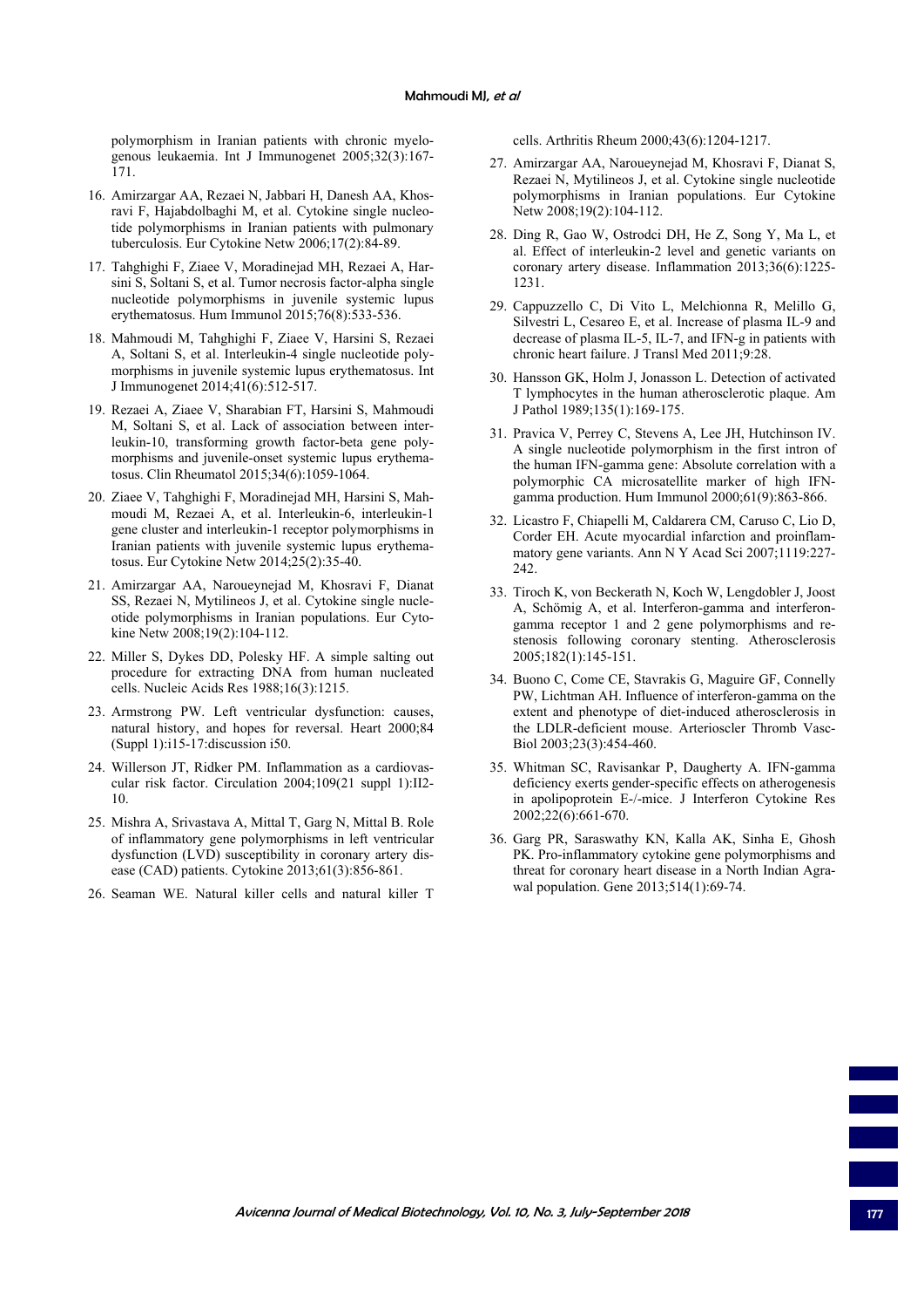polymorphism in Iranian patients with chronic myelogenous leukaemia. Int J Immunogenet 2005;32(3):167-171.

16. Amirzargar AA, Rezaei N, Jabbari H, Danesh AA, Khosravi F, Hajabdolbaghi M, et al. Cytokine single nucleotide polymorphisms in Iranian patients with pulmonary tuberculosis. Eur Cytokine Netw 2006;17(2):84-89.
17. Tahghighi F, Ziaee V, Moradinejad MH, Rezaei A, Harsini S, Soltani S, et al. Tumor necrosis factor-alpha single nucleotide polymorphisms in juvenile systemic lupus erythematosus. Hum Immunol 2015;76(8):533-536.
18. Mahmoudi M, Tahghighi F, Ziaee V, Harsini S, Rezaei A, Soltani S, et al. Interleukin-4 single nucleotide polymorphisms in juvenile systemic lupus erythematosus. Int J Immunogenet 2014;41(6):512-517.
19. Rezaei A, Ziaee V, Sharabian FT, Harsini S, Mahmoudi M, Soltani S, et al. Lack of association between interleukin-10, transforming growth factor-beta gene polymorphisms and juvenile-onset systemic lupus erythematosus. Clin Rheumatol 2015;34(6):1059-1064.
20. Ziaee V, Tahghighi F, Moradinejad MH, Harsini S, Mahmoudi M, Rezaei A, et al. Interleukin-6, interleukin-1 gene cluster and interleukin-1 receptor polymorphisms in Iranian patients with juvenile systemic lupus erythematosus. Eur Cytokine Netw 2014;25(2):35-40.
21. Amirzargar AA, Naroueynejad M, Khosravi F, Dianat SS, Rezaei N, Mytilineos J, et al. Cytokine single nucleotide polymorphisms in Iranian populations. Eur Cytokine Netw 2008;19(2):104-112.
22. Miller S, Dykes DD, Polesky HF. A simple salting out procedure for extracting DNA from human nucleated cells. Nucleic Acids Res 1988;16(3):1215.
23. Armstrong PW. Left ventricular dysfunction: causes, natural history, and hopes for reversal. Heart 2000;84 (Suppl 1):i15-17:discussion i50.
24. Willerson JT, Ridker PM. Inflammation as a cardiovascular risk factor. Circulation 2004;109(21 suppl 1):II2-10.
25. Mishra A, Srivastava A, Mittal T, Garg N, Mittal B. Role of inflammatory gene polymorphisms in left ventricular dysfunction (LVD) susceptibility in coronary artery disease (CAD) patients. Cytokine 2013;61(3):856-861.
26. Seaman WE. Natural killer cells and natural killer T cells. Arthritis Rheum 2000;43(6):1204-1217.
27. Amirzargar AA, Naroueynejad M, Khosravi F, Dianat S, Rezaei N, Mytilineos J, et al. Cytokine single nucleotide polymorphisms in Iranian populations. Eur Cytokine Netw 2008;19(2):104-112.
28. Ding R, Gao W, Ostrodci DH, He Z, Song Y, Ma L, et al. Effect of interleukin-2 level and genetic variants on coronary artery disease. Inflammation 2013;36(6):1225-1231.
29. Cappuzzello C, Di Vito L, Melchionna R, Melillo G, Silvestri L, Cesareo E, et al. Increase of plasma IL-9 and decrease of plasma IL-5, IL-7, and IFN-g in patients with chronic heart failure. J Transl Med 2011;9:28.
30. Hansson GK, Holm J, Jonasson L. Detection of activated T lymphocytes in the human atherosclerotic plaque. Am J Pathol 1989;135(1):169-175.
31. Pravica V, Perrey C, Stevens A, Lee JH, Hutchinson IV. A single nucleotide polymorphism in the first intron of the human IFN-gamma gene: Absolute correlation with a polymorphic CA microsatellite marker of high IFN-gamma production. Hum Immunol 2000;61(9):863-866.
32. Licastro F, Chiapelli M, Caldarera CM, Caruso C, Lio D, Corder EH. Acute myocardial infarction and proinflammatory gene variants. Ann N Y Acad Sci 2007;1119:227-242.
33. Tiroch K, von Beckerath N, Koch W, Lengdobler J, Joost A, Schömig A, et al. Interferon-gamma and interferon-gamma receptor 1 and 2 gene polymorphisms and restenosis following coronary stenting. Atherosclerosis 2005;182(1):145-151.
34. Buono C, Come CE, Stavrakis G, Maguire GF, Connelly PW, Lichtman AH. Influence of interferon-gamma on the extent and phenotype of diet-induced atherosclerosis in the LDLR-deficient mouse. Arterioscler Thromb Vasc Biol 2003;23(3):454-460.
35. Whitman SC, Ravisankar P, Daugherty A. IFN-gamma deficiency exerts gender-specific effects on atherogenesis in apolipoprotein E-/-mice. J Interferon Cytokine Res 2002;22(6):661-670.
36. Garg PR, Saraswathy KN, Kalla AK, Sinha E, Ghosh PK. Pro-inflammatory cytokine gene polymorphisms and threat for coronary heart disease in a North Indian Agrawal population. Gene 2013;514(1):69-74.